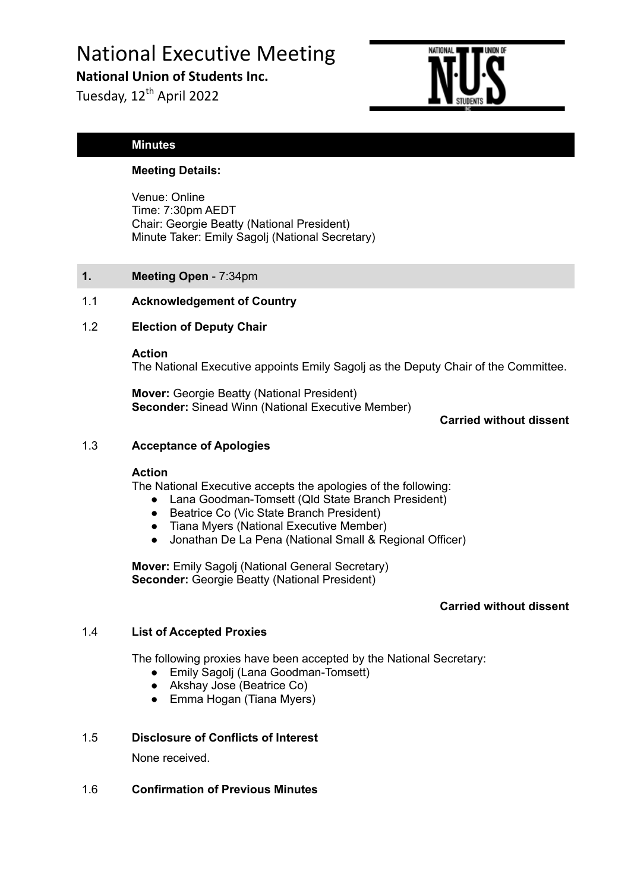# National Executive Meeting

**National Union of Students Inc.**

Tuesday, 12th April 2022

## Minutes

**Meeting Details:**

Venue: Online
Time: 7:30pm AEDT
Chair: Georgie Beatty (National President)
Minute Taker: Emily Sagolj (National Secretary)

### 1. Meeting Open - 7:34pm

#### 1.1 Acknowledgement of Country

#### 1.2 Election of Deputy Chair

**Action**
The National Executive appoints Emily Sagolj as the Deputy Chair of the Committee.

**Mover:** Georgie Beatty (National President)
**Seconder:** Sinead Winn (National Executive Member)

**Carried without dissent**

#### 1.3 Acceptance of Apologies

**Action**
The National Executive accepts the apologies of the following:

- Lana Goodman-Tomsett (Qld State Branch President)
- Beatrice Co (Vic State Branch President)
- Tiana Myers (National Executive Member)
- Jonathan De La Pena (National Small & Regional Officer)

**Mover:** Emily Sagolj (National General Secretary)
**Seconder:** Georgie Beatty (National President)

**Carried without dissent**

#### 1.4 List of Accepted Proxies

The following proxies have been accepted by the National Secretary:

- Emily Sagolj (Lana Goodman-Tomsett)
- Akshay Jose (Beatrice Co)
- Emma Hogan (Tiana Myers)

#### 1.5 Disclosure of Conflicts of Interest

None received.

#### 1.6 Confirmation of Previous Minutes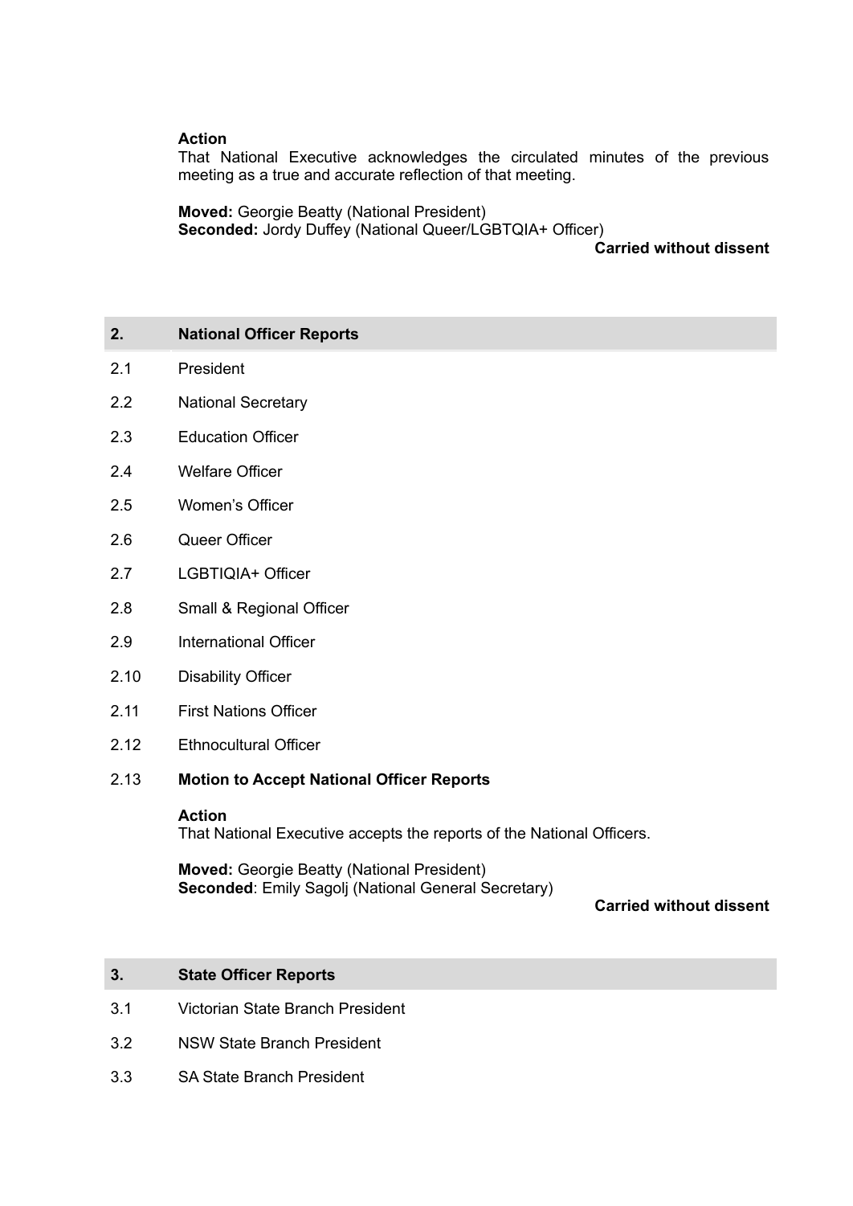**Action**
That National Executive acknowledges the circulated minutes of the previous meeting as a true and accurate reflection of that meeting.

**Moved:** Georgie Beatty (National President)
**Seconded:** Jordy Duffey (National Queer/LGBTQIA+ Officer)

**Carried without dissent**

## 2. National Officer Reports

2.1 President

2.2 National Secretary

2.3 Education Officer

2.4 Welfare Officer

2.5 Women's Officer

2.6 Queer Officer

2.7 LGBTIQIA+ Officer

2.8 Small & Regional Officer

2.9 International Officer

2.10 Disability Officer

2.11 First Nations Officer

2.12 Ethnocultural Officer

2.13 **Motion to Accept National Officer Reports**

**Action**
That National Executive accepts the reports of the National Officers.

**Moved:** Georgie Beatty (National President)
**Seconded**: Emily Sagolj (National General Secretary)

**Carried without dissent**

## 3. State Officer Reports

3.1 Victorian State Branch President

3.2 NSW State Branch President

3.3 SA State Branch President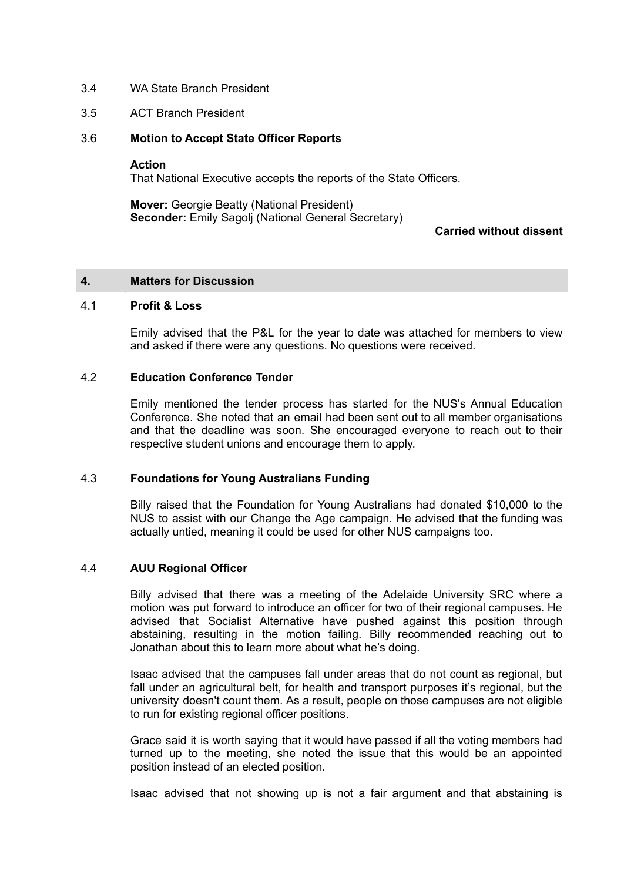3.4 WA State Branch President

3.5 ACT Branch President

3.6 **Motion to Accept State Officer Reports**

**Action**
That National Executive accepts the reports of the State Officers.

**Mover:** Georgie Beatty (National President)
**Seconder:** Emily Sagolj (National General Secretary)

**Carried without dissent**

## 4. Matters for Discussion

### 4.1 Profit & Loss

Emily advised that the P&L for the year to date was attached for members to view and asked if there were any questions. No questions were received.

### 4.2 Education Conference Tender

Emily mentioned the tender process has started for the NUS's Annual Education Conference. She noted that an email had been sent out to all member organisations and that the deadline was soon. She encouraged everyone to reach out to their respective student unions and encourage them to apply.

### 4.3 Foundations for Young Australians Funding

Billy raised that the Foundation for Young Australians had donated $10,000 to the NUS to assist with our Change the Age campaign. He advised that the funding was actually untied, meaning it could be used for other NUS campaigns too.

### 4.4 AUU Regional Officer

Billy advised that there was a meeting of the Adelaide University SRC where a motion was put forward to introduce an officer for two of their regional campuses. He advised that Socialist Alternative have pushed against this position through abstaining, resulting in the motion failing. Billy recommended reaching out to Jonathan about this to learn more about what he's doing.

Isaac advised that the campuses fall under areas that do not count as regional, but fall under an agricultural belt, for health and transport purposes it's regional, but the university doesn't count them. As a result, people on those campuses are not eligible to run for existing regional officer positions.

Grace said it is worth saying that it would have passed if all the voting members had turned up to the meeting, she noted the issue that this would be an appointed position instead of an elected position.

Isaac advised that not showing up is not a fair argument and that abstaining is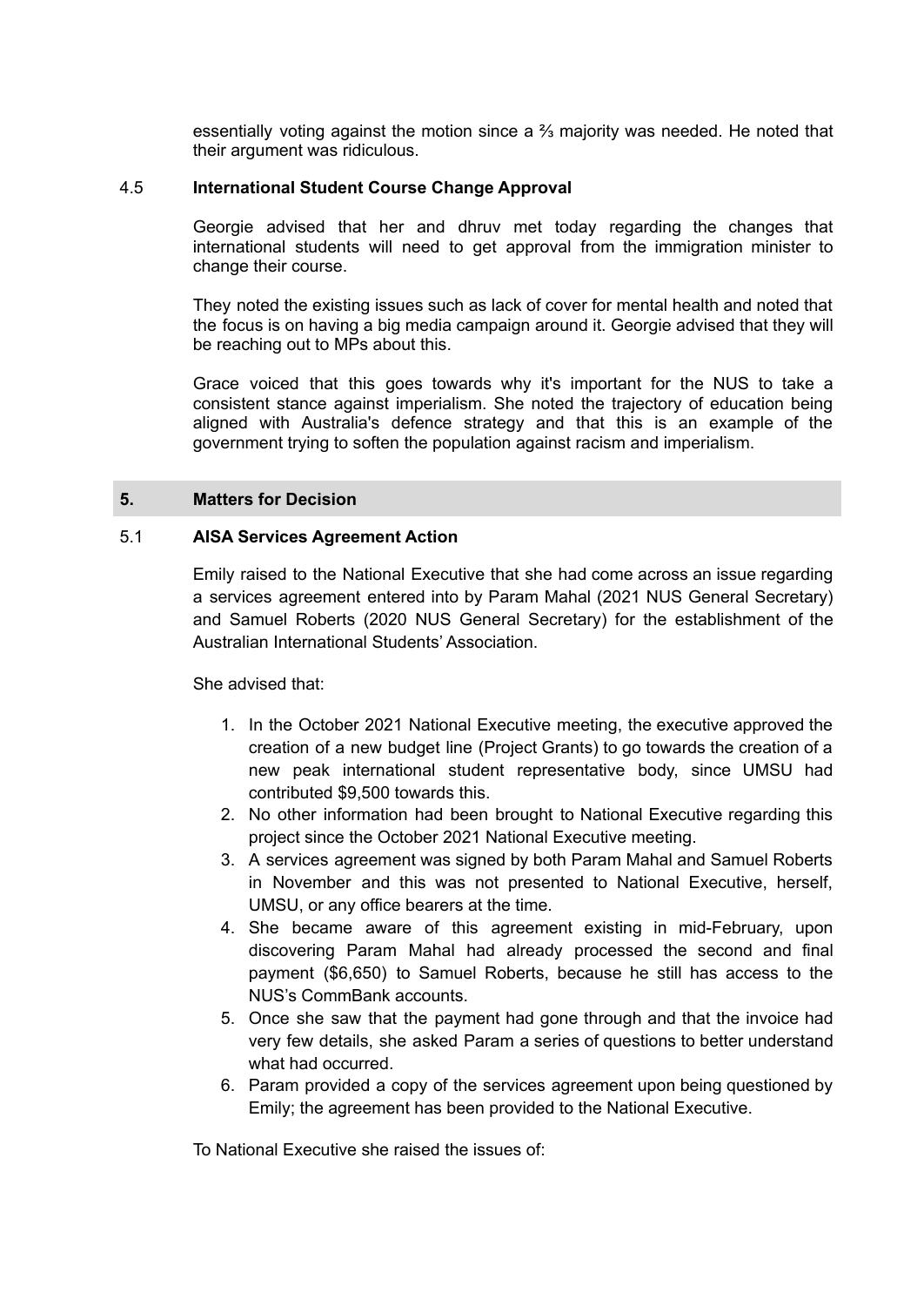essentially voting against the motion since a ⅔ majority was needed. He noted that their argument was ridiculous.

### 4.5 International Student Course Change Approval

Georgie advised that her and dhruv met today regarding the changes that international students will need to get approval from the immigration minister to change their course.

They noted the existing issues such as lack of cover for mental health and noted that the focus is on having a big media campaign around it. Georgie advised that they will be reaching out to MPs about this.

Grace voiced that this goes towards why it's important for the NUS to take a consistent stance against imperialism. She noted the trajectory of education being aligned with Australia's defence strategy and that this is an example of the government trying to soften the population against racism and imperialism.

## 5. Matters for Decision

### 5.1 AISA Services Agreement Action

Emily raised to the National Executive that she had come across an issue regarding a services agreement entered into by Param Mahal (2021 NUS General Secretary) and Samuel Roberts (2020 NUS General Secretary) for the establishment of the Australian International Students' Association.

She advised that:

1. In the October 2021 National Executive meeting, the executive approved the creation of a new budget line (Project Grants) to go towards the creation of a new peak international student representative body, since UMSU had contributed $9,500 towards this.
2. No other information had been brought to National Executive regarding this project since the October 2021 National Executive meeting.
3. A services agreement was signed by both Param Mahal and Samuel Roberts in November and this was not presented to National Executive, herself, UMSU, or any office bearers at the time.
4. She became aware of this agreement existing in mid-February, upon discovering Param Mahal had already processed the second and final payment ($6,650) to Samuel Roberts, because he still has access to the NUS's CommBank accounts.
5. Once she saw that the payment had gone through and that the invoice had very few details, she asked Param a series of questions to better understand what had occurred.
6. Param provided a copy of the services agreement upon being questioned by Emily; the agreement has been provided to the National Executive.

To National Executive she raised the issues of: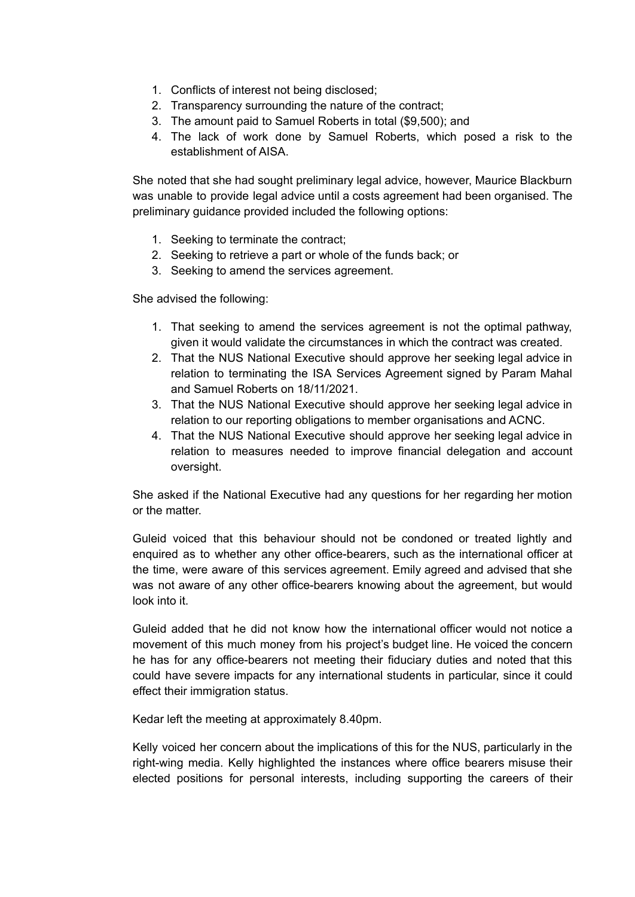1. Conflicts of interest not being disclosed;
2. Transparency surrounding the nature of the contract;
3. The amount paid to Samuel Roberts in total ($9,500); and
4. The lack of work done by Samuel Roberts, which posed a risk to the establishment of AISA.

She noted that she had sought preliminary legal advice, however, Maurice Blackburn was unable to provide legal advice until a costs agreement had been organised. The preliminary guidance provided included the following options:

1. Seeking to terminate the contract;
2. Seeking to retrieve a part or whole of the funds back; or
3. Seeking to amend the services agreement.

She advised the following:

1. That seeking to amend the services agreement is not the optimal pathway, given it would validate the circumstances in which the contract was created.
2. That the NUS National Executive should approve her seeking legal advice in relation to terminating the ISA Services Agreement signed by Param Mahal and Samuel Roberts on 18/11/2021.
3. That the NUS National Executive should approve her seeking legal advice in relation to our reporting obligations to member organisations and ACNC.
4. That the NUS National Executive should approve her seeking legal advice in relation to measures needed to improve financial delegation and account oversight.

She asked if the National Executive had any questions for her regarding her motion or the matter.

Guleid voiced that this behaviour should not be condoned or treated lightly and enquired as to whether any other office-bearers, such as the international officer at the time, were aware of this services agreement. Emily agreed and advised that she was not aware of any other office-bearers knowing about the agreement, but would look into it.

Guleid added that he did not know how the international officer would not notice a movement of this much money from his project's budget line. He voiced the concern he has for any office-bearers not meeting their fiduciary duties and noted that this could have severe impacts for any international students in particular, since it could effect their immigration status.

Kedar left the meeting at approximately 8.40pm.

Kelly voiced her concern about the implications of this for the NUS, particularly in the right-wing media. Kelly highlighted the instances where office bearers misuse their elected positions for personal interests, including supporting the careers of their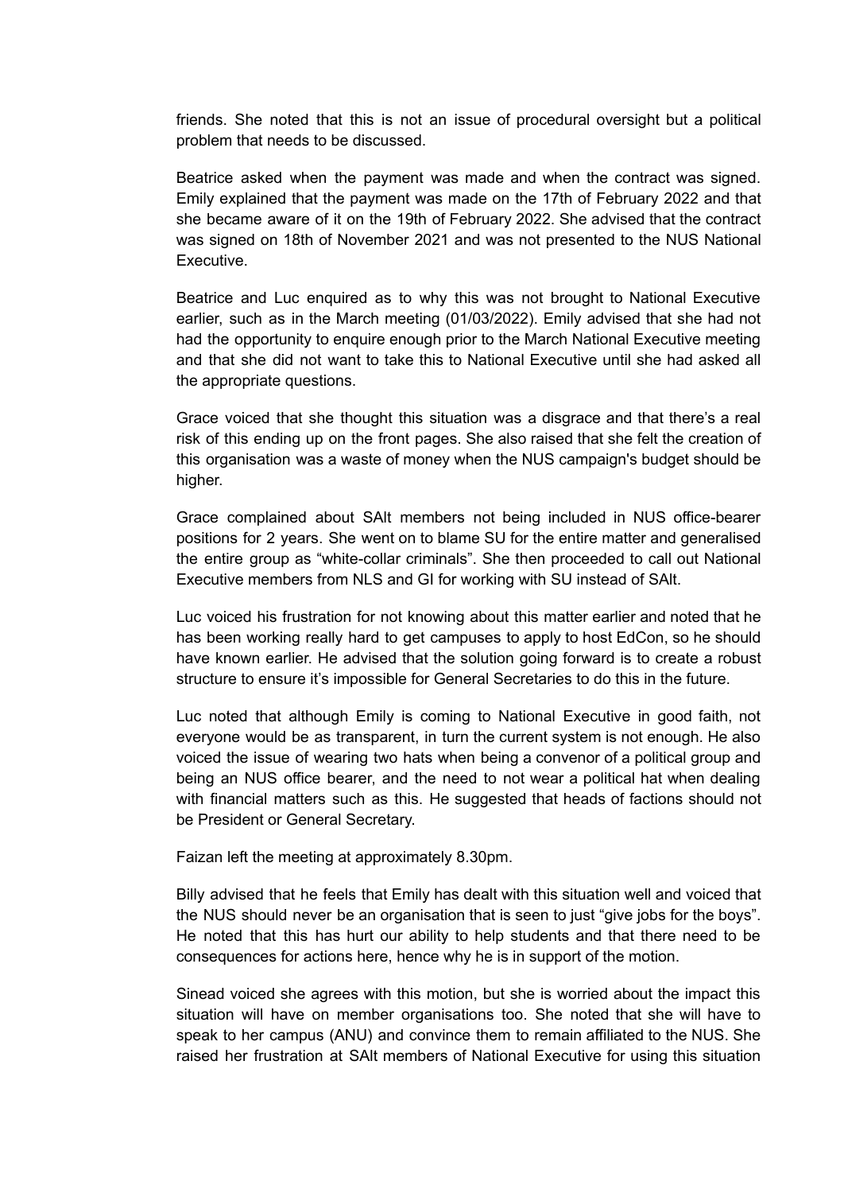friends. She noted that this is not an issue of procedural oversight but a political problem that needs to be discussed.

Beatrice asked when the payment was made and when the contract was signed. Emily explained that the payment was made on the 17th of February 2022 and that she became aware of it on the 19th of February 2022. She advised that the contract was signed on 18th of November 2021 and was not presented to the NUS National Executive.

Beatrice and Luc enquired as to why this was not brought to National Executive earlier, such as in the March meeting (01/03/2022). Emily advised that she had not had the opportunity to enquire enough prior to the March National Executive meeting and that she did not want to take this to National Executive until she had asked all the appropriate questions.

Grace voiced that she thought this situation was a disgrace and that there's a real risk of this ending up on the front pages. She also raised that she felt the creation of this organisation was a waste of money when the NUS campaign's budget should be higher.

Grace complained about SAlt members not being included in NUS office-bearer positions for 2 years. She went on to blame SU for the entire matter and generalised the entire group as "white-collar criminals". She then proceeded to call out National Executive members from NLS and GI for working with SU instead of SAlt.

Luc voiced his frustration for not knowing about this matter earlier and noted that he has been working really hard to get campuses to apply to host EdCon, so he should have known earlier. He advised that the solution going forward is to create a robust structure to ensure it's impossible for General Secretaries to do this in the future.

Luc noted that although Emily is coming to National Executive in good faith, not everyone would be as transparent, in turn the current system is not enough. He also voiced the issue of wearing two hats when being a convenor of a political group and being an NUS office bearer, and the need to not wear a political hat when dealing with financial matters such as this. He suggested that heads of factions should not be President or General Secretary.

Faizan left the meeting at approximately 8.30pm.

Billy advised that he feels that Emily has dealt with this situation well and voiced that the NUS should never be an organisation that is seen to just "give jobs for the boys". He noted that this has hurt our ability to help students and that there need to be consequences for actions here, hence why he is in support of the motion.

Sinead voiced she agrees with this motion, but she is worried about the impact this situation will have on member organisations too. She noted that she will have to speak to her campus (ANU) and convince them to remain affiliated to the NUS. She raised her frustration at SAlt members of National Executive for using this situation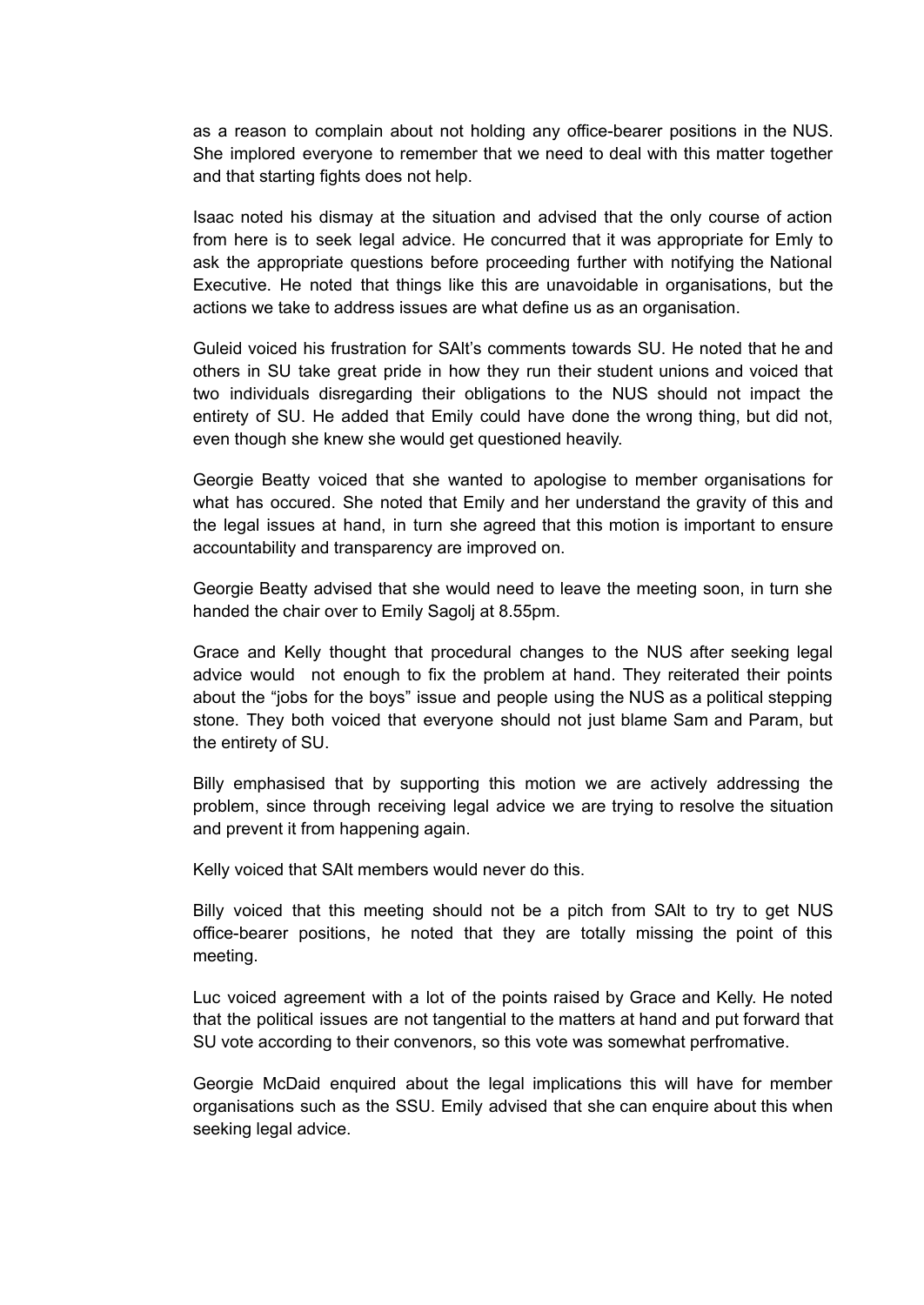as a reason to complain about not holding any office-bearer positions in the NUS. She implored everyone to remember that we need to deal with this matter together and that starting fights does not help.

Isaac noted his dismay at the situation and advised that the only course of action from here is to seek legal advice. He concurred that it was appropriate for Emly to ask the appropriate questions before proceeding further with notifying the National Executive. He noted that things like this are unavoidable in organisations, but the actions we take to address issues are what define us as an organisation.

Guleid voiced his frustration for SAlt's comments towards SU. He noted that he and others in SU take great pride in how they run their student unions and voiced that two individuals disregarding their obligations to the NUS should not impact the entirety of SU. He added that Emily could have done the wrong thing, but did not, even though she knew she would get questioned heavily.

Georgie Beatty voiced that she wanted to apologise to member organisations for what has occured. She noted that Emily and her understand the gravity of this and the legal issues at hand, in turn she agreed that this motion is important to ensure accountability and transparency are improved on.

Georgie Beatty advised that she would need to leave the meeting soon, in turn she handed the chair over to Emily Sagolj at 8.55pm.

Grace and Kelly thought that procedural changes to the NUS after seeking legal advice would not enough to fix the problem at hand. They reiterated their points about the "jobs for the boys" issue and people using the NUS as a political stepping stone. They both voiced that everyone should not just blame Sam and Param, but the entirety of SU.

Billy emphasised that by supporting this motion we are actively addressing the problem, since through receiving legal advice we are trying to resolve the situation and prevent it from happening again.

Kelly voiced that SAlt members would never do this.

Billy voiced that this meeting should not be a pitch from SAlt to try to get NUS office-bearer positions, he noted that they are totally missing the point of this meeting.

Luc voiced agreement with a lot of the points raised by Grace and Kelly. He noted that the political issues are not tangential to the matters at hand and put forward that SU vote according to their convenors, so this vote was somewhat perfromative.

Georgie McDaid enquired about the legal implications this will have for member organisations such as the SSU. Emily advised that she can enquire about this when seeking legal advice.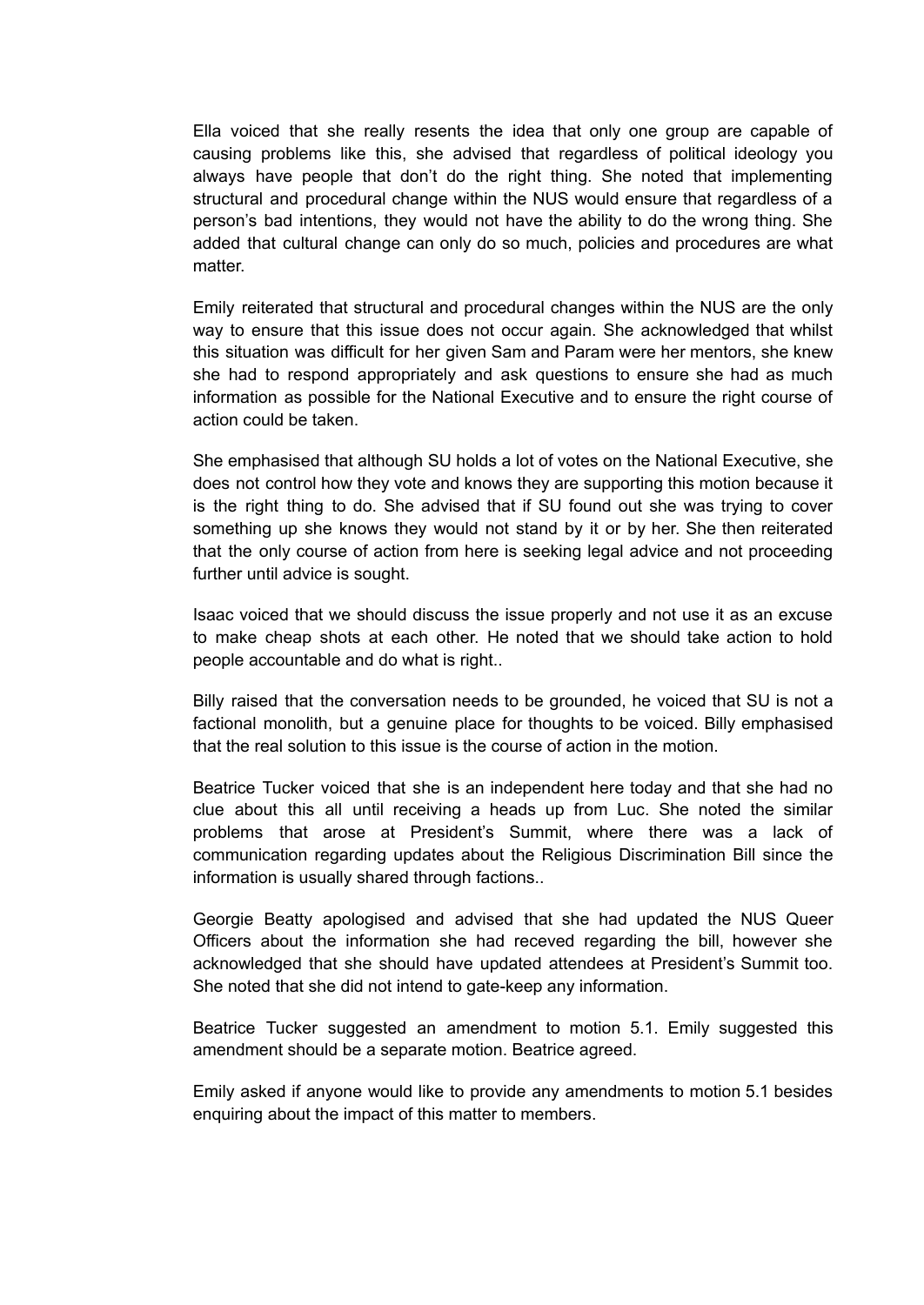Ella voiced that she really resents the idea that only one group are capable of causing problems like this, she advised that regardless of political ideology you always have people that don't do the right thing. She noted that implementing structural and procedural change within the NUS would ensure that regardless of a person's bad intentions, they would not have the ability to do the wrong thing. She added that cultural change can only do so much, policies and procedures are what matter.

Emily reiterated that structural and procedural changes within the NUS are the only way to ensure that this issue does not occur again. She acknowledged that whilst this situation was difficult for her given Sam and Param were her mentors, she knew she had to respond appropriately and ask questions to ensure she had as much information as possible for the National Executive and to ensure the right course of action could be taken.

She emphasised that although SU holds a lot of votes on the National Executive, she does not control how they vote and knows they are supporting this motion because it is the right thing to do. She advised that if SU found out she was trying to cover something up she knows they would not stand by it or by her. She then reiterated that the only course of action from here is seeking legal advice and not proceeding further until advice is sought.

Isaac voiced that we should discuss the issue properly and not use it as an excuse to make cheap shots at each other. He noted that we should take action to hold people accountable and do what is right..

Billy raised that the conversation needs to be grounded, he voiced that SU is not a factional monolith, but a genuine place for thoughts to be voiced. Billy emphasised that the real solution to this issue is the course of action in the motion.

Beatrice Tucker voiced that she is an independent here today and that she had no clue about this all until receiving a heads up from Luc. She noted the similar problems that arose at President's Summit, where there was a lack of communication regarding updates about the Religious Discrimination Bill since the information is usually shared through factions..

Georgie Beatty apologised and advised that she had updated the NUS Queer Officers about the information she had receved regarding the bill, however she acknowledged that she should have updated attendees at President's Summit too. She noted that she did not intend to gate-keep any information.

Beatrice Tucker suggested an amendment to motion 5.1. Emily suggested this amendment should be a separate motion. Beatrice agreed.

Emily asked if anyone would like to provide any amendments to motion 5.1 besides enquiring about the impact of this matter to members.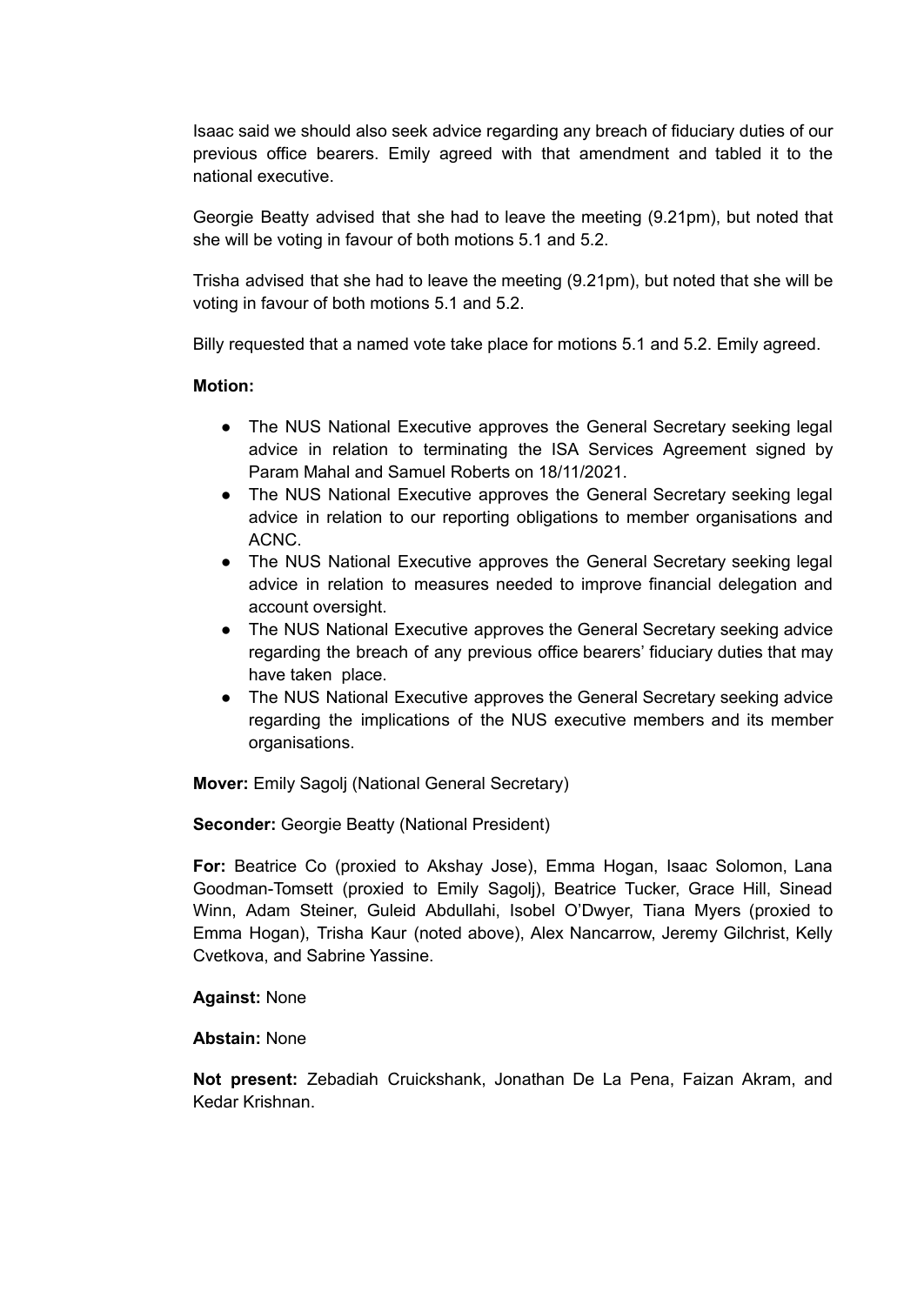Isaac said we should also seek advice regarding any breach of fiduciary duties of our previous office bearers. Emily agreed with that amendment and tabled it to the national executive.

Georgie Beatty advised that she had to leave the meeting (9.21pm), but noted that she will be voting in favour of both motions 5.1 and 5.2.

Trisha advised that she had to leave the meeting (9.21pm), but noted that she will be voting in favour of both motions 5.1 and 5.2.

Billy requested that a named vote take place for motions 5.1 and 5.2. Emily agreed.

**Motion:**

- The NUS National Executive approves the General Secretary seeking legal advice in relation to terminating the ISA Services Agreement signed by Param Mahal and Samuel Roberts on 18/11/2021.
- The NUS National Executive approves the General Secretary seeking legal advice in relation to our reporting obligations to member organisations and ACNC.
- The NUS National Executive approves the General Secretary seeking legal advice in relation to measures needed to improve financial delegation and account oversight.
- The NUS National Executive approves the General Secretary seeking advice regarding the breach of any previous office bearers' fiduciary duties that may have taken place.
- The NUS National Executive approves the General Secretary seeking advice regarding the implications of the NUS executive members and its member organisations.

**Mover:** Emily Sagolj (National General Secretary)

**Seconder:** Georgie Beatty (National President)

**For:** Beatrice Co (proxied to Akshay Jose), Emma Hogan, Isaac Solomon, Lana Goodman-Tomsett (proxied to Emily Sagolj), Beatrice Tucker, Grace Hill, Sinead Winn, Adam Steiner, Guleid Abdullahi, Isobel O'Dwyer, Tiana Myers (proxied to Emma Hogan), Trisha Kaur (noted above), Alex Nancarrow, Jeremy Gilchrist, Kelly Cvetkova, and Sabrine Yassine.

**Against:** None

**Abstain:** None

**Not present:** Zebadiah Cruickshank, Jonathan De La Pena, Faizan Akram, and Kedar Krishnan.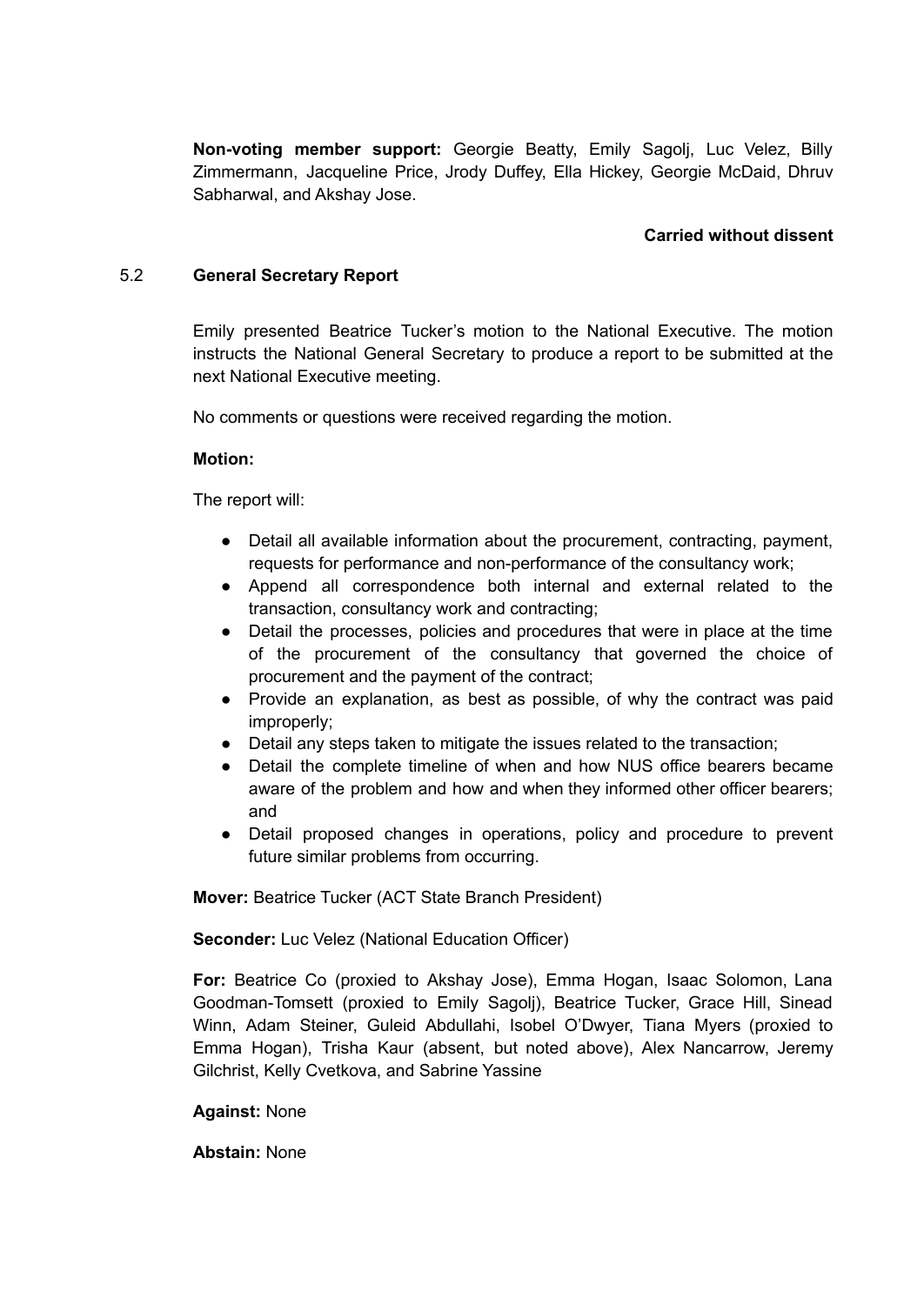**Non-voting member support:** Georgie Beatty, Emily Sagolj, Luc Velez, Billy Zimmermann, Jacqueline Price, Jrody Duffey, Ella Hickey, Georgie McDaid, Dhruv Sabharwal, and Akshay Jose.

**Carried without dissent**

### 5.2 General Secretary Report

Emily presented Beatrice Tucker's motion to the National Executive. The motion instructs the National General Secretary to produce a report to be submitted at the next National Executive meeting.

No comments or questions were received regarding the motion.

**Motion:**

The report will:

- Detail all available information about the procurement, contracting, payment, requests for performance and non-performance of the consultancy work;
- Append all correspondence both internal and external related to the transaction, consultancy work and contracting;
- Detail the processes, policies and procedures that were in place at the time of the procurement of the consultancy that governed the choice of procurement and the payment of the contract;
- Provide an explanation, as best as possible, of why the contract was paid improperly;
- Detail any steps taken to mitigate the issues related to the transaction;
- Detail the complete timeline of when and how NUS office bearers became aware of the problem and how and when they informed other officer bearers; and
- Detail proposed changes in operations, policy and procedure to prevent future similar problems from occurring.

**Mover:** Beatrice Tucker (ACT State Branch President)

**Seconder:** Luc Velez (National Education Officer)

**For:** Beatrice Co (proxied to Akshay Jose), Emma Hogan, Isaac Solomon, Lana Goodman-Tomsett (proxied to Emily Sagolj), Beatrice Tucker, Grace Hill, Sinead Winn, Adam Steiner, Guleid Abdullahi, Isobel O'Dwyer, Tiana Myers (proxied to Emma Hogan), Trisha Kaur (absent, but noted above), Alex Nancarrow, Jeremy Gilchrist, Kelly Cvetkova, and Sabrine Yassine

**Against:** None

**Abstain:** None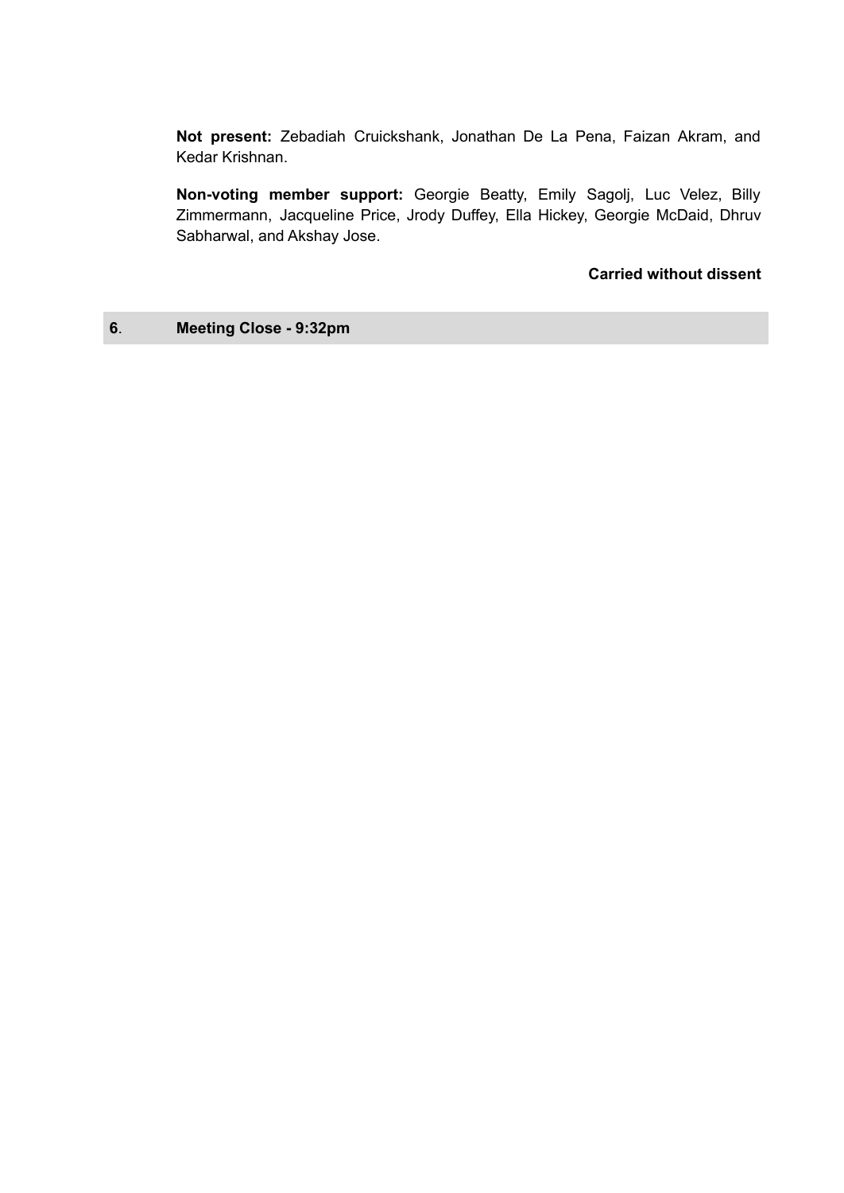**Not present:** Zebadiah Cruickshank, Jonathan De La Pena, Faizan Akram, and Kedar Krishnan.

**Non-voting member support:** Georgie Beatty, Emily Sagolj, Luc Velez, Billy Zimmermann, Jacqueline Price, Jrody Duffey, Ella Hickey, Georgie McDaid, Dhruv Sabharwal, and Akshay Jose.

**Carried without dissent**

## 6. Meeting Close - 9:32pm